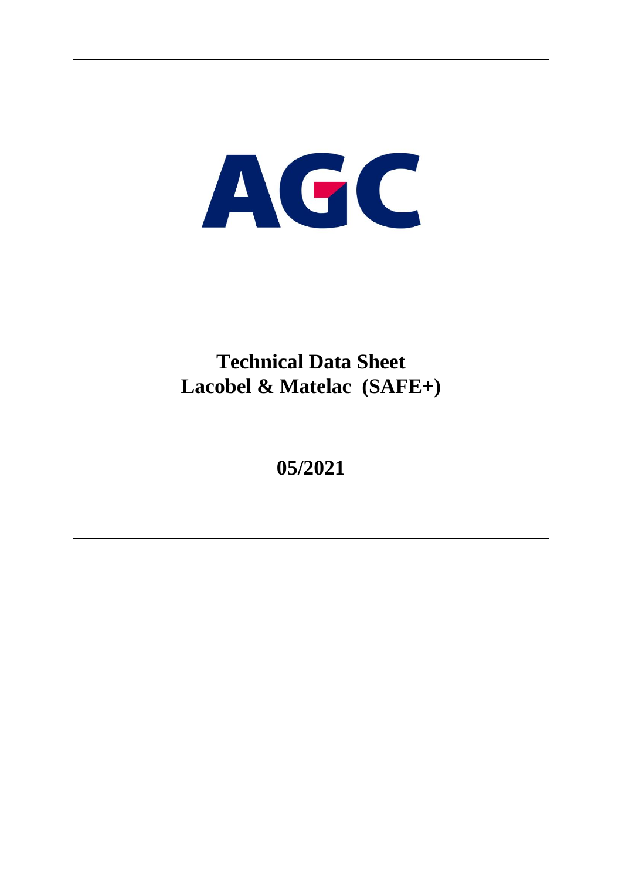AGC

# Technical Data Sheet
# Lacobel & Matelac (SAFE+)

**05/2021**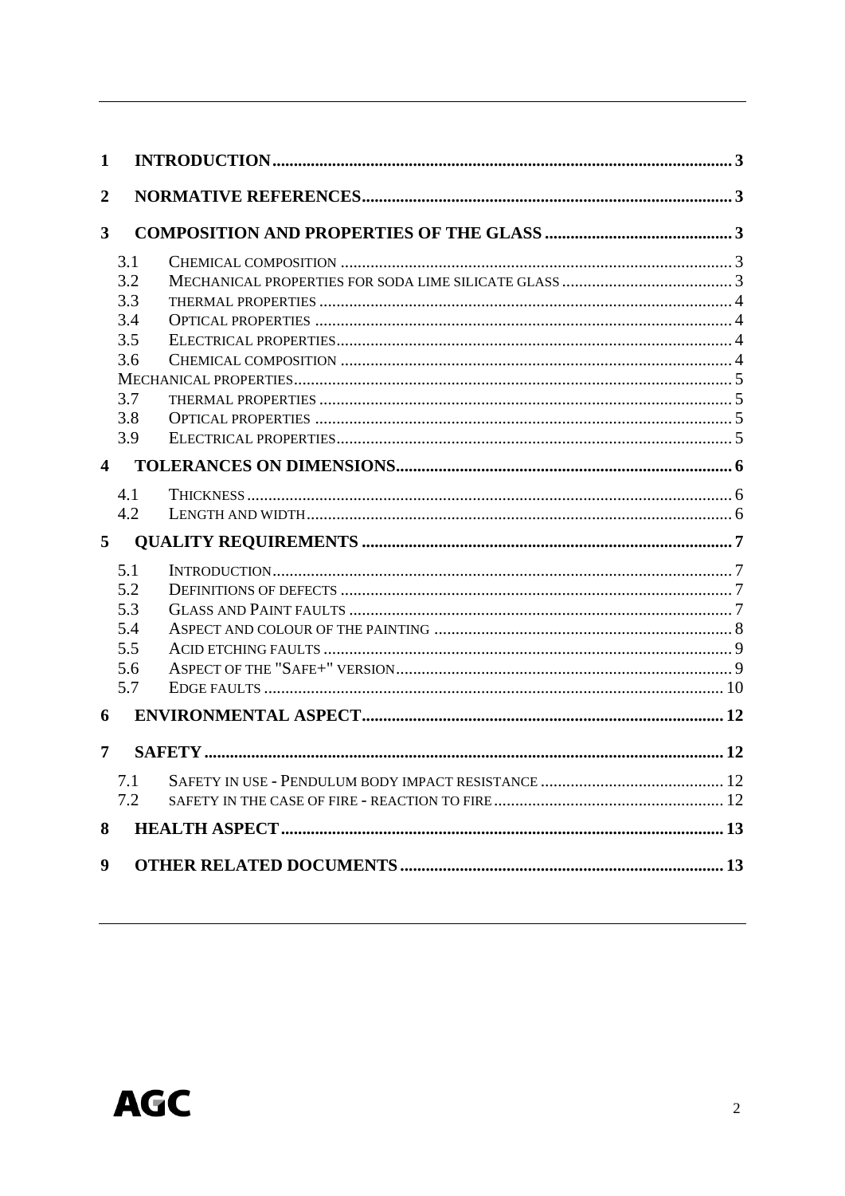1 INTRODUCTION ........ 3

2 NORMATIVE REFERENCES ........ 3

3 COMPOSITION AND PROPERTIES OF THE GLASS ........ 3

- 3.1 CHEMICAL COMPOSITION ........ 3
- 3.2 MECHANICAL PROPERTIES FOR SODA LIME SILICATE GLASS ........ 3
- 3.3 THERMAL PROPERTIES ........ 4
- 3.4 OPTICAL PROPERTIES ........ 4
- 3.5 ELECTRICAL PROPERTIES ........ 4
- 3.6 CHEMICAL COMPOSITION ........ 4
- MECHANICAL PROPERTIES ........ 5
- 3.7 THERMAL PROPERTIES ........ 5
- 3.8 OPTICAL PROPERTIES ........ 5
- 3.9 ELECTRICAL PROPERTIES ........ 5

4 TOLERANCES ON DIMENSIONS ........ 6

- 4.1 THICKNESS ........ 6
- 4.2 LENGTH AND WIDTH ........ 6

5 QUALITY REQUIREMENTS ........ 7

- 5.1 INTRODUCTION ........ 7
- 5.2 DEFINITIONS OF DEFECTS ........ 7
- 5.3 GLASS AND PAINT FAULTS ........ 7
- 5.4 ASPECT AND COLOUR OF THE PAINTING ........ 8
- 5.5 ACID ETCHING FAULTS ........ 9
- 5.6 ASPECT OF THE "SAFE+" VERSION ........ 9
- 5.7 EDGE FAULTS ........ 10

6 ENVIRONMENTAL ASPECT ........ 12

7 SAFETY ........ 12

- 7.1 SAFETY IN USE - PENDULUM BODY IMPACT RESISTANCE ........ 12
- 7.2 SAFETY IN THE CASE OF FIRE - REACTION TO FIRE ........ 12

8 HEALTH ASPECT ........ 13

9 OTHER RELATED DOCUMENTS ........ 13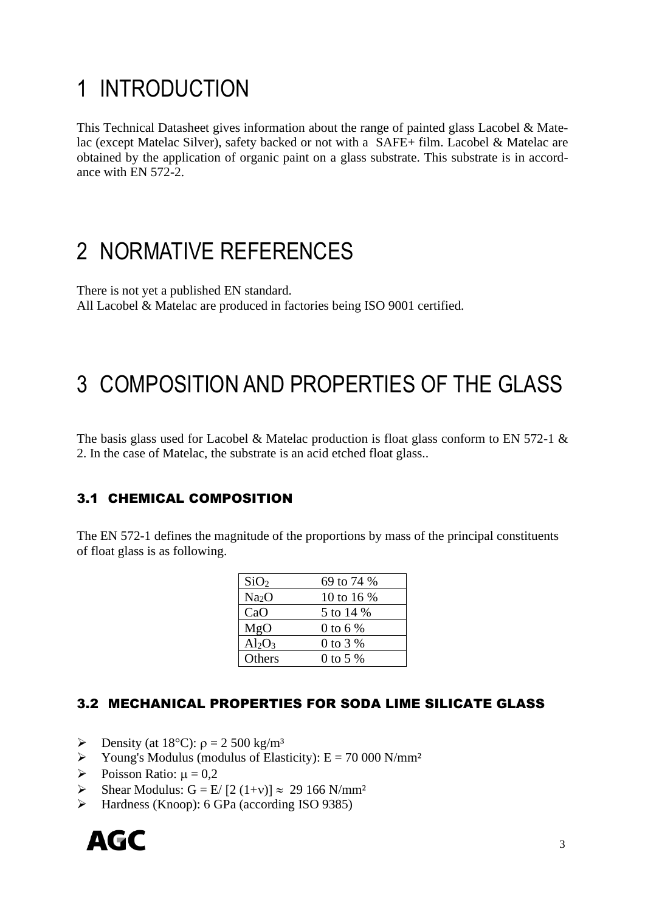# 1 INTRODUCTION

This Technical Datasheet gives information about the range of painted glass Lacobel & Matelac (except Matelac Silver), safety backed or not with a SAFE+ film. Lacobel & Matelac are obtained by the application of organic paint on a glass substrate. This substrate is in accordance with EN 572-2.

# 2 NORMATIVE REFERENCES

There is not yet a published EN standard.
All Lacobel & Matelac are produced in factories being ISO 9001 certified.

# 3 COMPOSITION AND PROPERTIES OF THE GLASS

The basis glass used for Lacobel & Matelac production is float glass conform to EN 572-1 & 2. In the case of Matelac, the substrate is an acid etched float glass..

## 3.1 CHEMICAL COMPOSITION

The EN 572-1 defines the magnitude of the proportions by mass of the principal constituents of float glass is as following.

| | |
|---|---|
| $SiO_2$ | 69 to 74 % |
| $Na_2O$ | 10 to 16 % |
| CaO | 5 to 14 % |
| MgO | 0 to 6 % |
| $Al_2O_3$ | 0 to 3 % |
| Others | 0 to 5 % |

## 3.2 MECHANICAL PROPERTIES FOR SODA LIME SILICATE GLASS

- Density (at 18°C): $\rho$ = 2 500 kg/m³
- Young's Modulus (modulus of Elasticity): E = 70 000 N/mm²
- Poisson Ratio: $\mu$ = 0,2
- Shear Modulus: $G = E/ [2 (1+\nu)] \approx$ 29 166 N/mm²
- Hardness (Knoop): 6 GPa (according ISO 9385)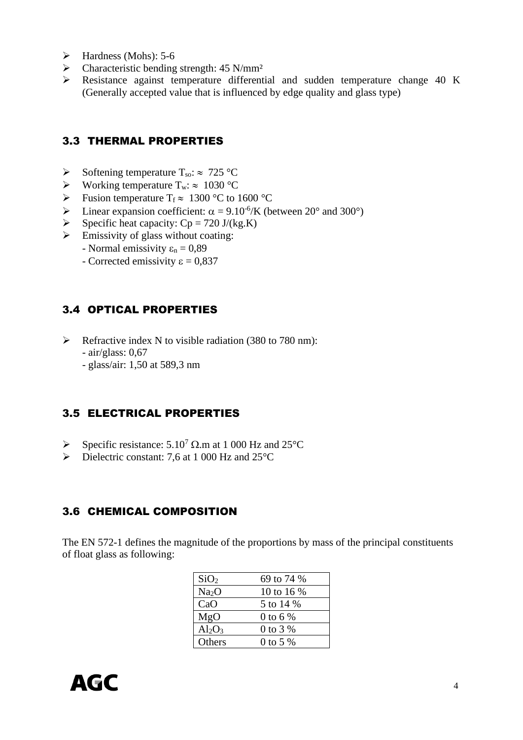- Hardness (Mohs): 5-6
- Characteristic bending strength: 45 N/mm²
- Resistance against temperature differential and sudden temperature change 40 K (Generally accepted value that is influenced by edge quality and glass type)

## 3.3 THERMAL PROPERTIES

- Softening temperature $T_{so}$: ≈ 725 °C
- Working temperature $T_w$: ≈ 1030 °C
- Fusion temperature $T_f$ ≈ 1300 °C to 1600 °C
- Linear expansion coefficient: $\alpha = 9.10^{-6}$/K (between 20° and 300°)
- Specific heat capacity: Cp = 720 J/(kg.K)
- Emissivity of glass without coating:
  - Normal emissivity $\varepsilon_n = 0{,}89$
  - Corrected emissivity $\varepsilon = 0{,}837$

## 3.4 OPTICAL PROPERTIES

- Refractive index N to visible radiation (380 to 780 nm):
  - air/glass: 0,67
  - glass/air: 1,50 at 589,3 nm

## 3.5 ELECTRICAL PROPERTIES

- Specific resistance: $5.10^{7}$ Ω.m at 1 000 Hz and 25°C
- Dielectric constant: 7,6 at 1 000 Hz and 25°C

## 3.6 CHEMICAL COMPOSITION

The EN 572-1 defines the magnitude of the proportions by mass of the principal constituents of float glass as following:

| | |
|---|---|
| $SiO_2$ | 69 to 74 % |
| $Na_2O$ | 10 to 16 % |
| $CaO$ | 5 to 14 % |
| $MgO$ | 0 to 6 % |
| $Al_2O_3$ | 0 to 3 % |
| Others | 0 to 5 % |

AGC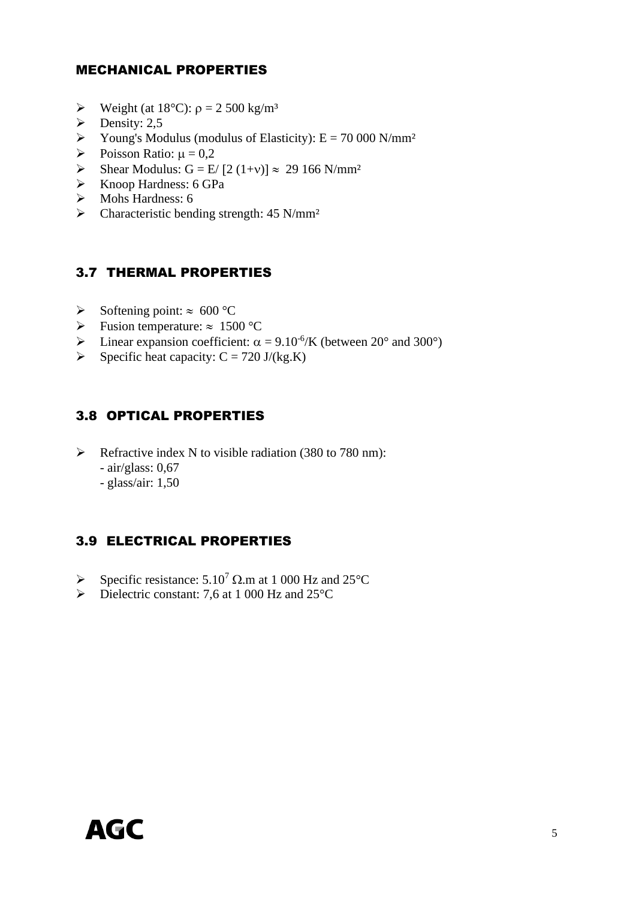## MECHANICAL PROPERTIES

- Weight (at 18°C): $\rho$ = 2 500 kg/m³
- Density: 2,5
- Young's Modulus (modulus of Elasticity): E = 70 000 N/mm²
- Poisson Ratio: $\mu$ = 0,2
- Shear Modulus: $G = E/ [2 (1+\nu)] \approx$ 29 166 N/mm²
- Knoop Hardness: 6 GPa
- Mohs Hardness: 6
- Characteristic bending strength: 45 N/mm²

## 3.7 THERMAL PROPERTIES

- Softening point: $\approx$ 600 °C
- Fusion temperature: $\approx$ 1500 °C
- Linear expansion coefficient: $\alpha = 9.10^{-6}$/K (between 20° and 300°)
- Specific heat capacity: C = 720 J/(kg.K)

## 3.8 OPTICAL PROPERTIES

- Refractive index N to visible radiation (380 to 780 nm):
  - air/glass: 0,67
  - glass/air: 1,50

## 3.9 ELECTRICAL PROPERTIES

- Specific resistance: $5.10^{7}$ $\Omega$.m at 1 000 Hz and 25°C
- Dielectric constant: 7,6 at 1 000 Hz and 25°C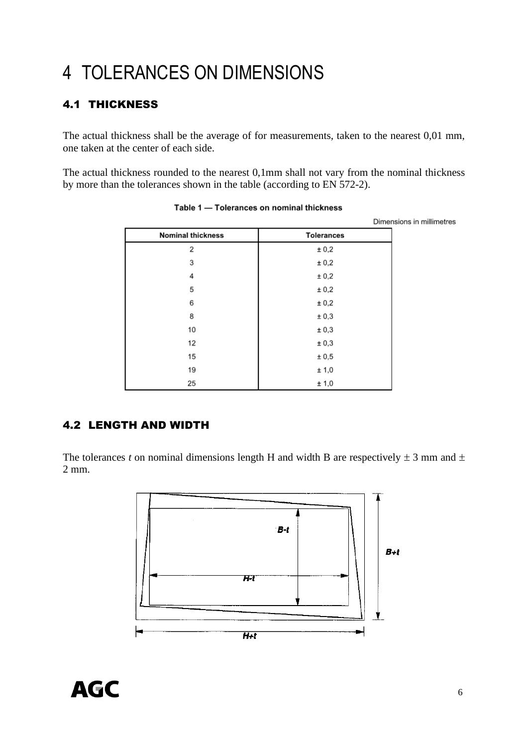# 4 TOLERANCES ON DIMENSIONS

## 4.1 THICKNESS

The actual thickness shall be the average of for measurements, taken to the nearest 0,01 mm, one taken at the center of each side.

The actual thickness rounded to the nearest 0,1mm shall not vary from the nominal thickness by more than the tolerances shown in the table (according to EN 572-2).

**Table 1 — Tolerances on nominal thickness**

Dimensions in millimetres

| Nominal thickness | Tolerances |
|---|---|
| 2 | ± 0,2 |
| 3 | ± 0,2 |
| 4 | ± 0,2 |
| 5 | ± 0,2 |
| 6 | ± 0,2 |
| 8 | ± 0,3 |
| 10 | ± 0,3 |
| 12 | ± 0,3 |
| 15 | ± 0,5 |
| 19 | ± 1,0 |
| 25 | ± 1,0 |

## 4.2 LENGTH AND WIDTH

The tolerances *t* on nominal dimensions length H and width B are respectively ± 3 mm and ± 2 mm.

B-t

B+t

H-t

H+t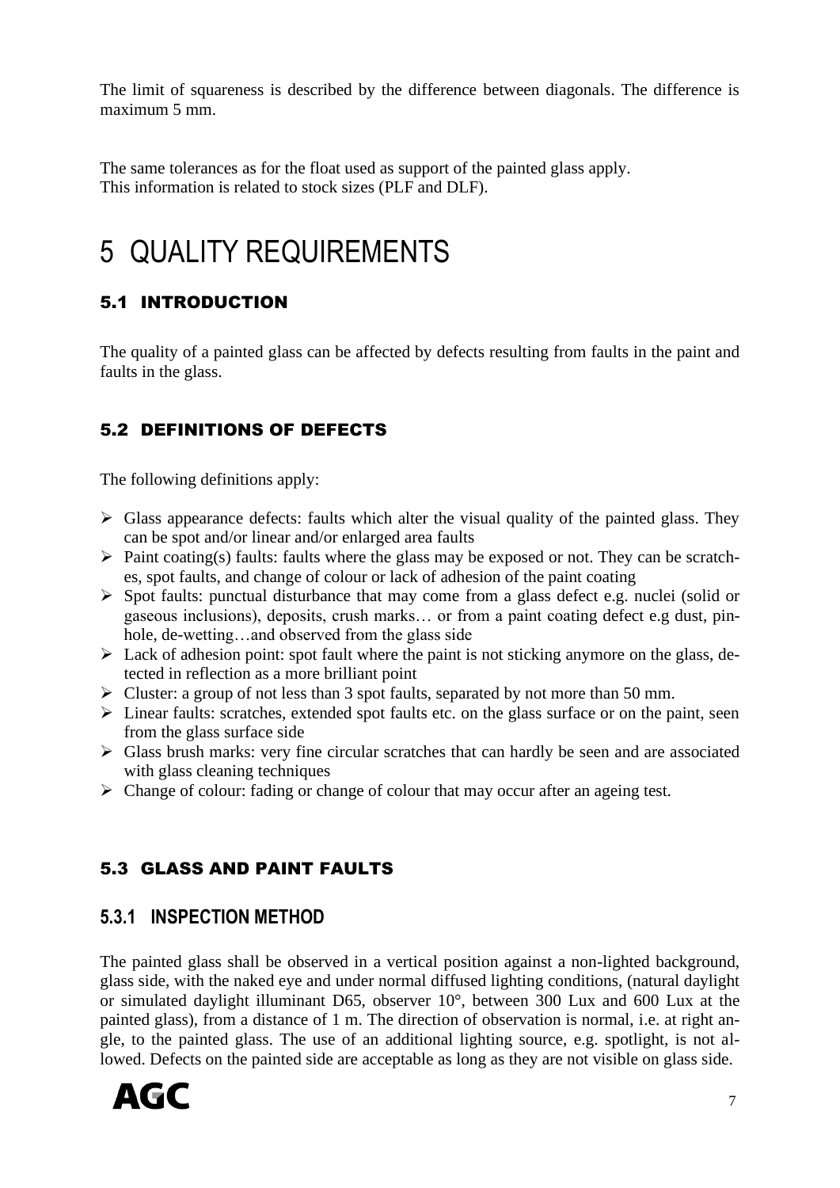The limit of squareness is described by the difference between diagonals. The difference is maximum 5 mm.

The same tolerances as for the float used as support of the painted glass apply.
This information is related to stock sizes (PLF and DLF).

# 5 QUALITY REQUIREMENTS

## 5.1 INTRODUCTION

The quality of a painted glass can be affected by defects resulting from faults in the paint and faults in the glass.

## 5.2 DEFINITIONS OF DEFECTS

The following definitions apply:

- Glass appearance defects: faults which alter the visual quality of the painted glass. They can be spot and/or linear and/or enlarged area faults
- Paint coating(s) faults: faults where the glass may be exposed or not. They can be scratches, spot faults, and change of colour or lack of adhesion of the paint coating
- Spot faults: punctual disturbance that may come from a glass defect e.g. nuclei (solid or gaseous inclusions), deposits, crush marks… or from a paint coating defect e.g dust, pinhole, de-wetting…and observed from the glass side
- Lack of adhesion point: spot fault where the paint is not sticking anymore on the glass, detected in reflection as a more brilliant point
- Cluster: a group of not less than 3 spot faults, separated by not more than 50 mm.
- Linear faults: scratches, extended spot faults etc. on the glass surface or on the paint, seen from the glass surface side
- Glass brush marks: very fine circular scratches that can hardly be seen and are associated with glass cleaning techniques
- Change of colour: fading or change of colour that may occur after an ageing test.

## 5.3 GLASS AND PAINT FAULTS

### 5.3.1 INSPECTION METHOD

The painted glass shall be observed in a vertical position against a non-lighted background, glass side, with the naked eye and under normal diffused lighting conditions, (natural daylight or simulated daylight illuminant D65, observer 10°, between 300 Lux and 600 Lux at the painted glass), from a distance of 1 m. The direction of observation is normal, i.e. at right angle, to the painted glass. The use of an additional lighting source, e.g. spotlight, is not allowed. Defects on the painted side are acceptable as long as they are not visible on glass side.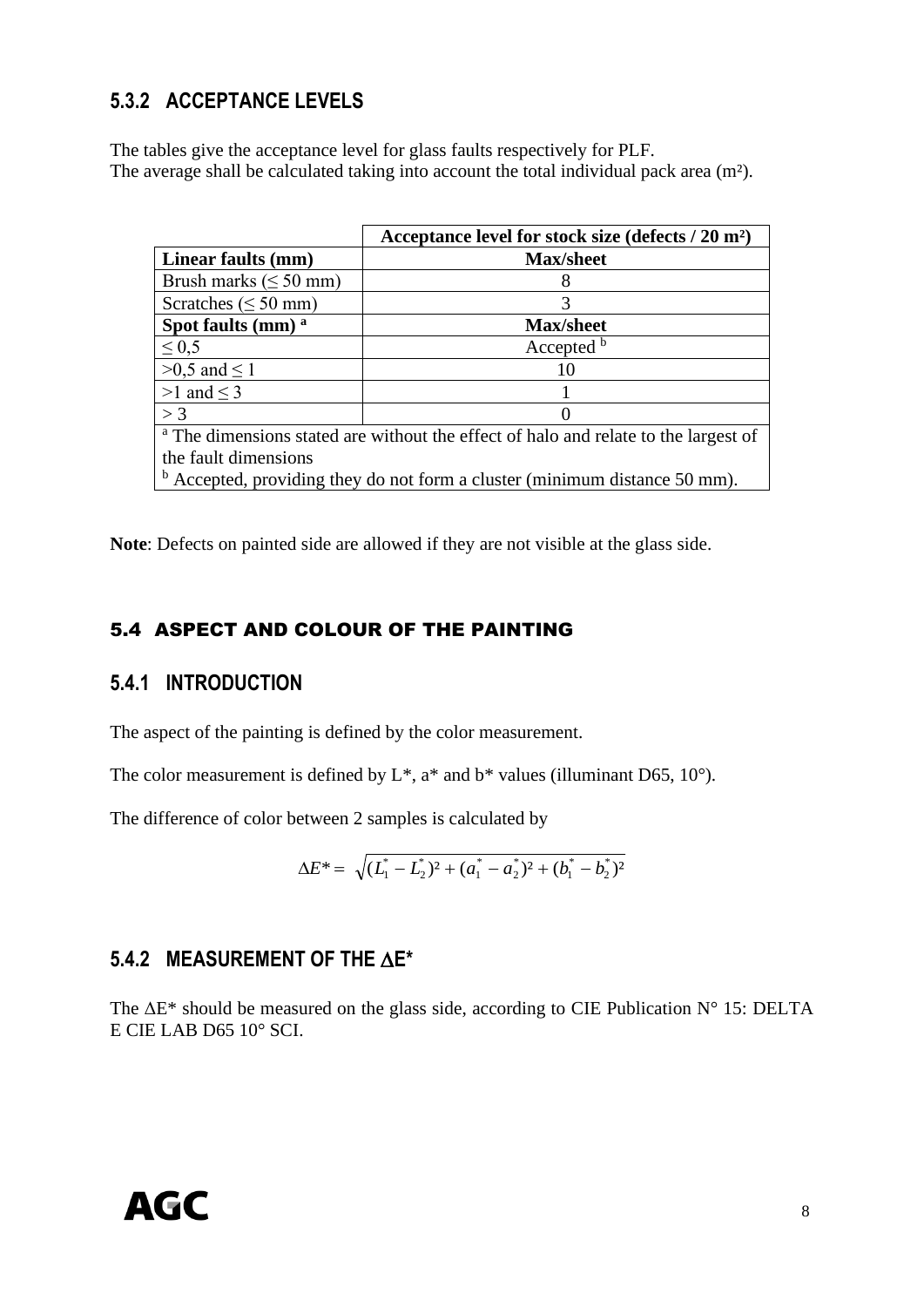### 5.3.2 ACCEPTANCE LEVELS

The tables give the acceptance level for glass faults respectively for PLF.
The average shall be calculated taking into account the total individual pack area (m²).

| | **Acceptance level for stock size (defects / 20 m²)** |
|---|---|
| **Linear faults (mm)** | **Max/sheet** |
| Brush marks (≤ 50 mm) | 8 |
| Scratches (≤ 50 mm) | 3 |
| **Spot faults (mm) [a]** | **Max/sheet** |
| ≤ 0,5 | Accepted [b] |
| >0,5 and ≤ 1 | 10 |
| >1 and ≤ 3 | 1 |
| > 3 | 0 |

[a] The dimensions stated are without the effect of halo and relate to the largest of the fault dimensions
[b] Accepted, providing they do not form a cluster (minimum distance 50 mm).

**Note**: Defects on painted side are allowed if they are not visible at the glass side.

## 5.4 ASPECT AND COLOUR OF THE PAINTING

### 5.4.1 INTRODUCTION

The aspect of the painting is defined by the color measurement.

The color measurement is defined by L*, a* and b* values (illuminant D65, 10°).

The difference of color between 2 samples is calculated by

$$\Delta E^* = \sqrt{(L_1^* - L_2^*)^2 + (a_1^* - a_2^*)^2 + (b_1^* - b_2^*)^2}$$

### 5.4.2 MEASUREMENT OF THE ΔE*

The ΔE* should be measured on the glass side, according to CIE Publication N° 15: DELTA E CIE LAB D65 10° SCI.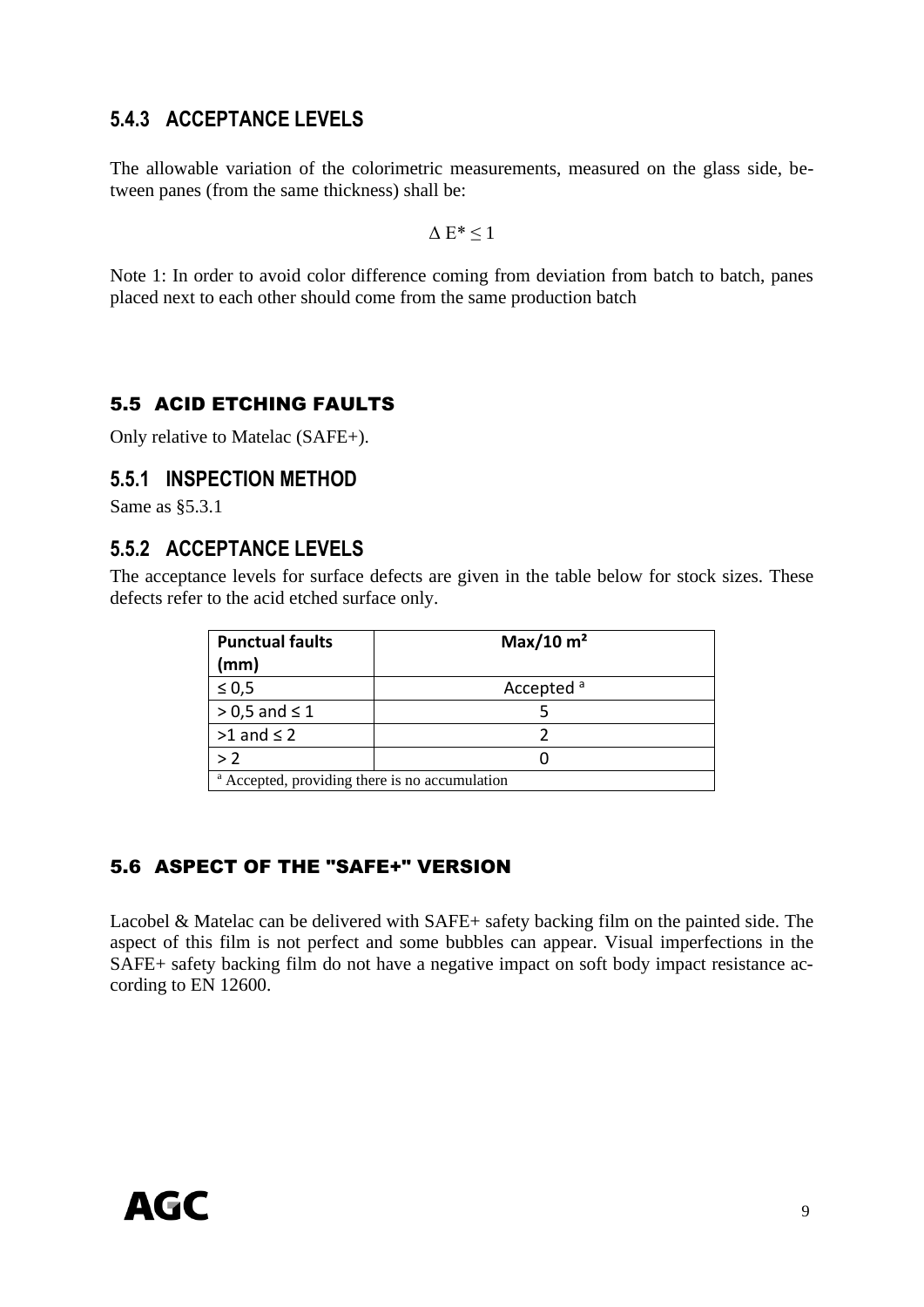### 5.4.3 ACCEPTANCE LEVELS

The allowable variation of the colorimetric measurements, measured on the glass side, between panes (from the same thickness) shall be:

$$\Delta E^* \leq 1$$

Note 1: In order to avoid color difference coming from deviation from batch to batch, panes placed next to each other should come from the same production batch

## 5.5 ACID ETCHING FAULTS

Only relative to Matelac (SAFE+).

### 5.5.1 INSPECTION METHOD

Same as §5.3.1

### 5.5.2 ACCEPTANCE LEVELS

The acceptance levels for surface defects are given in the table below for stock sizes. These defects refer to the acid etched surface only.

| Punctual faults (mm) | Max/10 m² |
|---|---|
| ≤ 0,5 | Accepted [a] |
| > 0,5 and ≤ 1 | 5 |
| >1 and ≤ 2 | 2 |
| > 2 | 0 |

[a] Accepted, providing there is no accumulation

## 5.6 ASPECT OF THE "SAFE+" VERSION

Lacobel & Matelac can be delivered with SAFE+ safety backing film on the painted side. The aspect of this film is not perfect and some bubbles can appear. Visual imperfections in the SAFE+ safety backing film do not have a negative impact on soft body impact resistance according to EN 12600.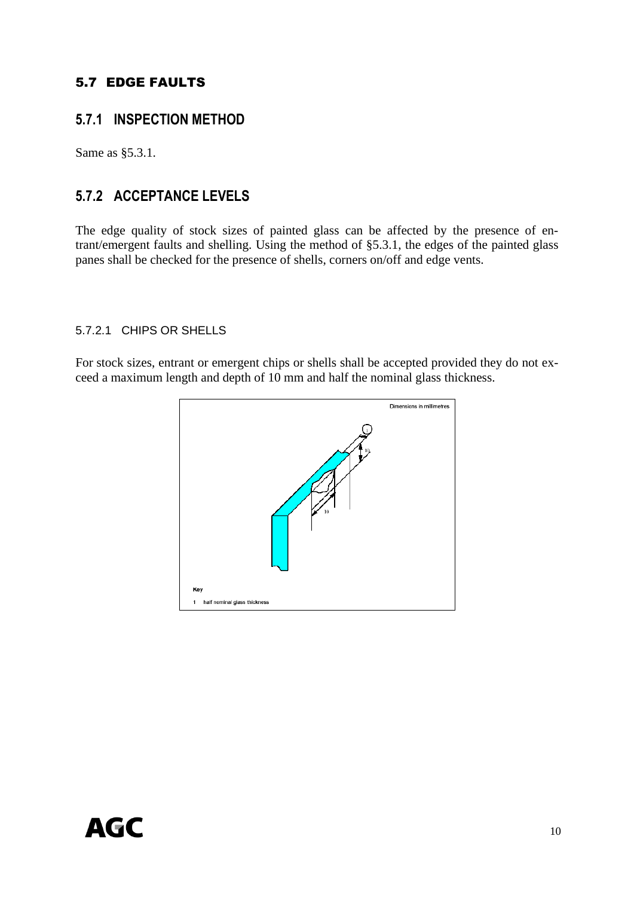## 5.7 EDGE FAULTS

### 5.7.1 INSPECTION METHOD

Same as §5.3.1.

### 5.7.2 ACCEPTANCE LEVELS

The edge quality of stock sizes of painted glass can be affected by the presence of entrant/emergent faults and shelling. Using the method of §5.3.1, the edges of the painted glass panes shall be checked for the presence of shells, corners on/off and edge vents.

#### 5.7.2.1 CHIPS OR SHELLS

For stock sizes, entrant or emergent chips or shells shall be accepted provided they do not exceed a maximum length and depth of 10 mm and half the nominal glass thickness.

Dimensions in millimetres

1

10

10

Key

1 half nominal glass thickness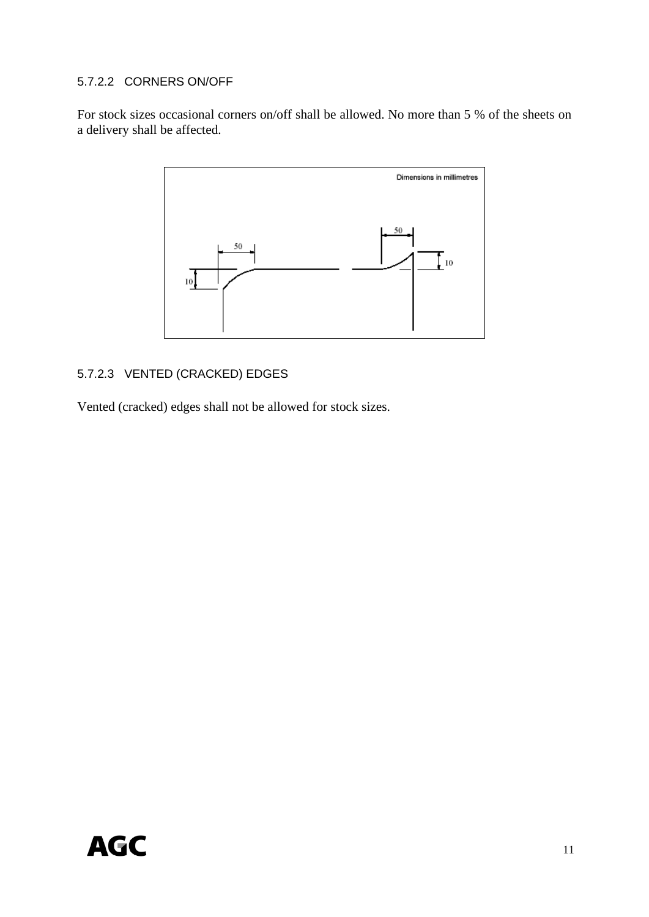#### 5.7.2.2 CORNERS ON/OFF

For stock sizes occasional corners on/off shall be allowed. No more than 5 % of the sheets on a delivery shall be affected.

Dimensions in millimetres

50

10

50

10

#### 5.7.2.3 VENTED (CRACKED) EDGES

Vented (cracked) edges shall not be allowed for stock sizes.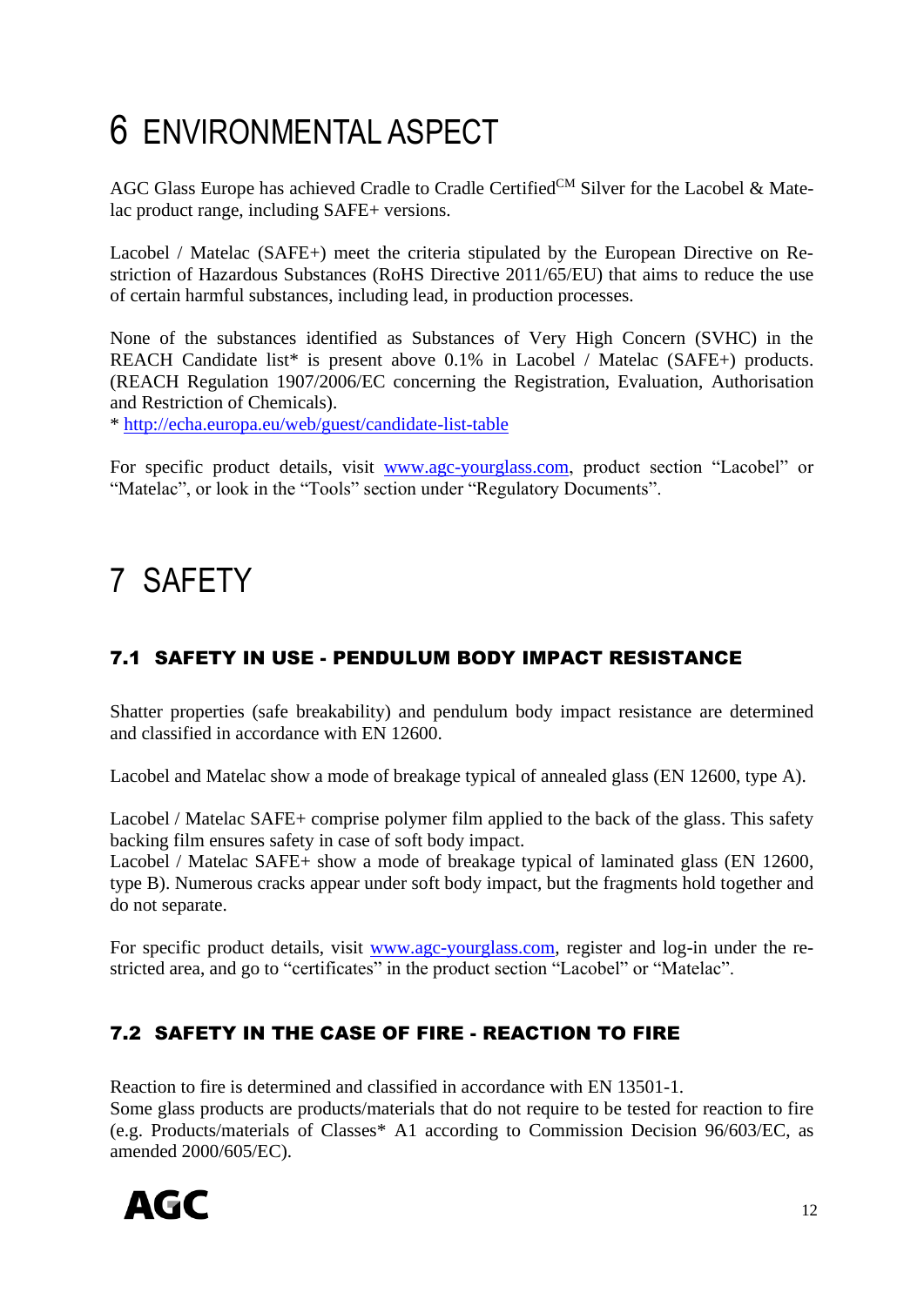# 6 ENVIRONMENTAL ASPECT

AGC Glass Europe has achieved Cradle to Cradle Certified[CM] Silver for the Lacobel & Matelac product range, including SAFE+ versions.

Lacobel / Matelac (SAFE+) meet the criteria stipulated by the European Directive on Restriction of Hazardous Substances (RoHS Directive 2011/65/EU) that aims to reduce the use of certain harmful substances, including lead, in production processes.

None of the substances identified as Substances of Very High Concern (SVHC) in the REACH Candidate list* is present above 0.1% in Lacobel / Matelac (SAFE+) products. (REACH Regulation 1907/2006/EC concerning the Registration, Evaluation, Authorisation and Restriction of Chemicals).
* http://echa.europa.eu/web/guest/candidate-list-table

For specific product details, visit www.agc-yourglass.com, product section “Lacobel” or “Matelac”, or look in the “Tools” section under “Regulatory Documents”.

# 7 SAFETY

## 7.1 SAFETY IN USE - PENDULUM BODY IMPACT RESISTANCE

Shatter properties (safe breakability) and pendulum body impact resistance are determined and classified in accordance with EN 12600.

Lacobel and Matelac show a mode of breakage typical of annealed glass (EN 12600, type A).

Lacobel / Matelac SAFE+ comprise polymer film applied to the back of the glass. This safety backing film ensures safety in case of soft body impact.
Lacobel / Matelac SAFE+ show a mode of breakage typical of laminated glass (EN 12600, type B). Numerous cracks appear under soft body impact, but the fragments hold together and do not separate.

For specific product details, visit www.agc-yourglass.com, register and log-in under the restricted area, and go to “certificates” in the product section “Lacobel” or “Matelac”.

## 7.2 SAFETY IN THE CASE OF FIRE - REACTION TO FIRE

Reaction to fire is determined and classified in accordance with EN 13501-1.
Some glass products are products/materials that do not require to be tested for reaction to fire (e.g. Products/materials of Classes* A1 according to Commission Decision 96/603/EC, as amended 2000/605/EC).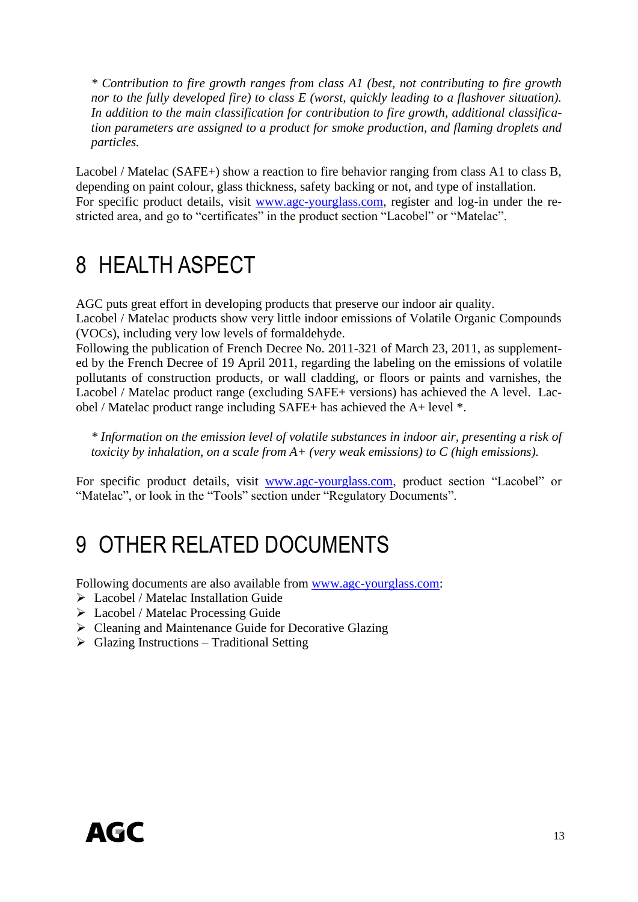*\* Contribution to fire growth ranges from class A1 (best, not contributing to fire growth nor to the fully developed fire) to class E (worst, quickly leading to a flashover situation). In addition to the main classification for contribution to fire growth, additional classification parameters are assigned to a product for smoke production, and flaming droplets and particles.*

Lacobel / Matelac (SAFE+) show a reaction to fire behavior ranging from class A1 to class B, depending on paint colour, glass thickness, safety backing or not, and type of installation.
For specific product details, visit [www.agc-yourglass.com](http://www.agc-yourglass.com), register and log-in under the restricted area, and go to "certificates" in the product section "Lacobel" or "Matelac".

# 8 HEALTH ASPECT

AGC puts great effort in developing products that preserve our indoor air quality.
Lacobel / Matelac products show very little indoor emissions of Volatile Organic Compounds (VOCs), including very low levels of formaldehyde.
Following the publication of French Decree No. 2011-321 of March 23, 2011, as supplemented by the French Decree of 19 April 2011, regarding the labeling on the emissions of volatile pollutants of construction products, or wall cladding, or floors or paints and varnishes, the Lacobel / Matelac product range (excluding SAFE+ versions) has achieved the A level. Lacobel / Matelac product range including SAFE+ has achieved the A+ level *.

*\* Information on the emission level of volatile substances in indoor air, presenting a risk of toxicity by inhalation, on a scale from A+ (very weak emissions) to C (high emissions).*

For specific product details, visit [www.agc-yourglass.com](http://www.agc-yourglass.com), product section "Lacobel" or "Matelac", or look in the "Tools" section under "Regulatory Documents".

# 9 OTHER RELATED DOCUMENTS

Following documents are also available from [www.agc-yourglass.com](http://www.agc-yourglass.com):

- Lacobel / Matelac Installation Guide
- Lacobel / Matelac Processing Guide
- Cleaning and Maintenance Guide for Decorative Glazing
- Glazing Instructions – Traditional Setting